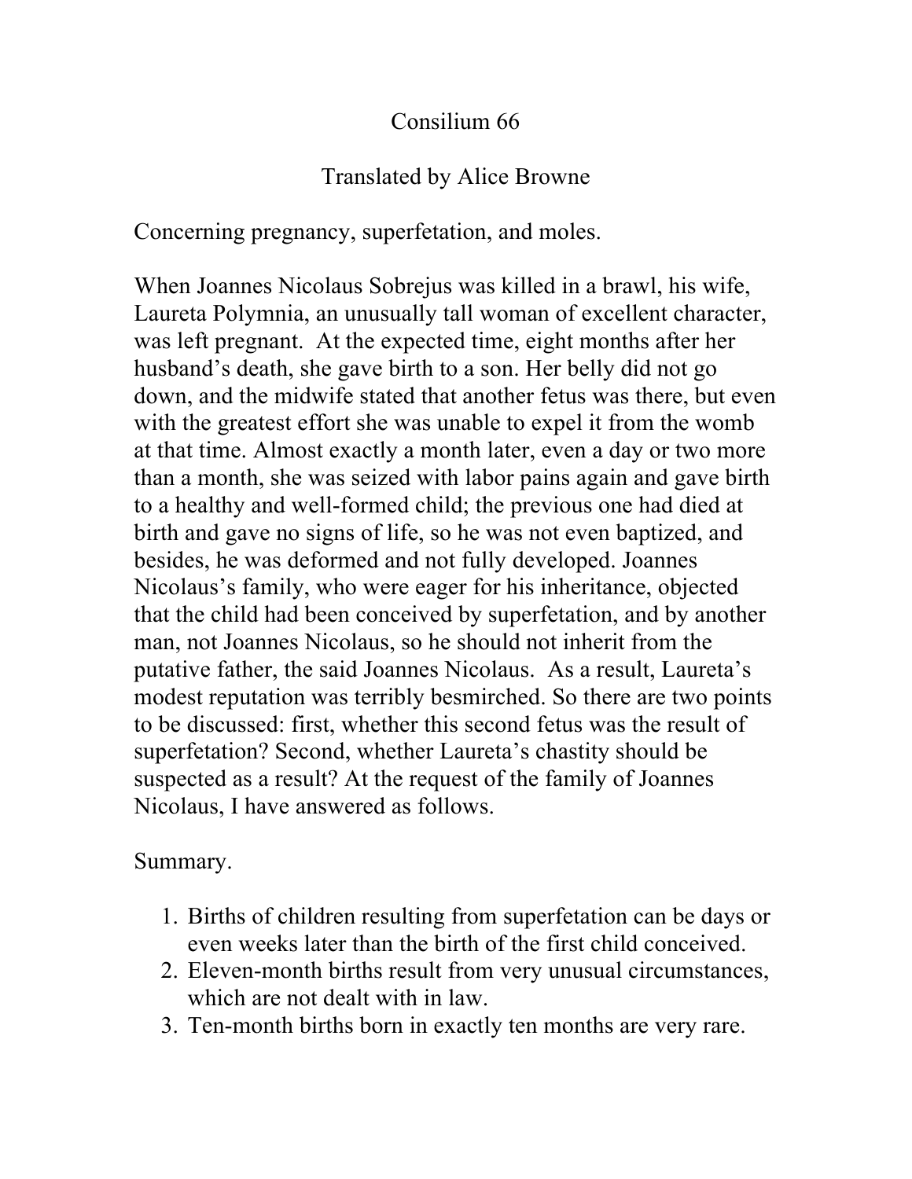# Consilium 66

Translated by Alice Browne

Concerning pregnancy, superfetation, and moles.

When Joannes Nicolaus Sobrejus was killed in a brawl, his wife, Laureta Polymnia, an unusually tall woman of excellent character, was left pregnant. At the expected time, eight months after her husband's death, she gave birth to a son. Her belly did not go down, and the midwife stated that another fetus was there, but even with the greatest effort she was unable to expel it from the womb at that time. Almost exactly a month later, even a day or two more than a month, she was seized with labor pains again and gave birth to a healthy and well-formed child; the previous one had died at birth and gave no signs of life, so he was not even baptized, and besides, he was deformed and not fully developed. Joannes Nicolaus's family, who were eager for his inheritance, objected that the child had been conceived by superfetation, and by another man, not Joannes Nicolaus, so he should not inherit from the putative father, the said Joannes Nicolaus. As a result, Laureta's modest reputation was terribly besmirched. So there are two points to be discussed: first, whether this second fetus was the result of superfetation? Second, whether Laureta's chastity should be suspected as a result? At the request of the family of Joannes Nicolaus, I have answered as follows.

Summary.

1. Births of children resulting from superfetation can be days or even weeks later than the birth of the first child conceived.
2. Eleven-month births result from very unusual circumstances, which are not dealt with in law.
3. Ten-month births born in exactly ten months are very rare.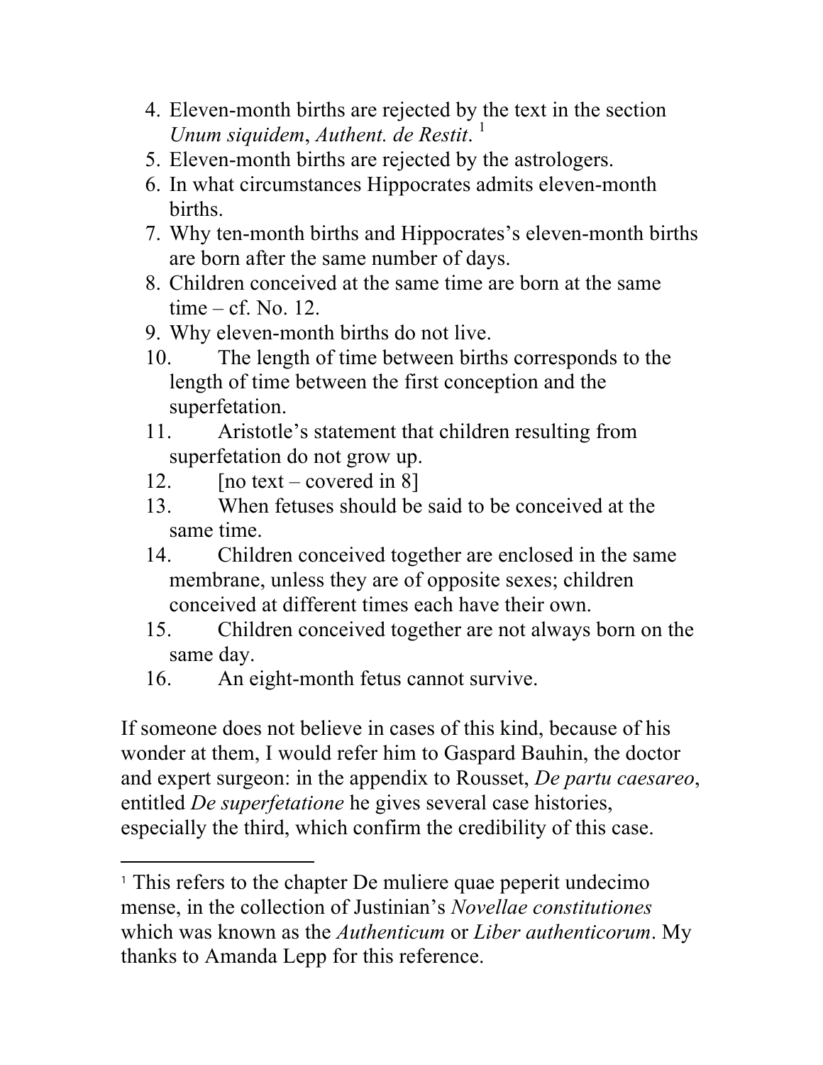4. Eleven-month births are rejected by the text in the section *Unum siquidem*, *Authent. de Restit*. [1]
5. Eleven-month births are rejected by the astrologers.
6. In what circumstances Hippocrates admits eleven-month births.
7. Why ten-month births and Hippocrates's eleven-month births are born after the same number of days.
8. Children conceived at the same time are born at the same time – cf. No. 12.
9. Why eleven-month births do not live.
10. The length of time between births corresponds to the length of time between the first conception and the superfetation.
11. Aristotle's statement that children resulting from superfetation do not grow up.
12. [no text – covered in 8]
13. When fetuses should be said to be conceived at the same time.
14. Children conceived together are enclosed in the same membrane, unless they are of opposite sexes; children conceived at different times each have their own.
15. Children conceived together are not always born on the same day.
16. An eight-month fetus cannot survive.

If someone does not believe in cases of this kind, because of his wonder at them, I would refer him to Gaspard Bauhin, the doctor and expert surgeon: in the appendix to Rousset, *De partu caesareo*, entitled *De superfetatione* he gives several case histories, especially the third, which confirm the credibility of this case.

[1] This refers to the chapter De muliere quae peperit undecimo mense, in the collection of Justinian's *Novellae constitutiones* which was known as the *Authenticum* or *Liber authenticorum*. My thanks to Amanda Lepp for this reference.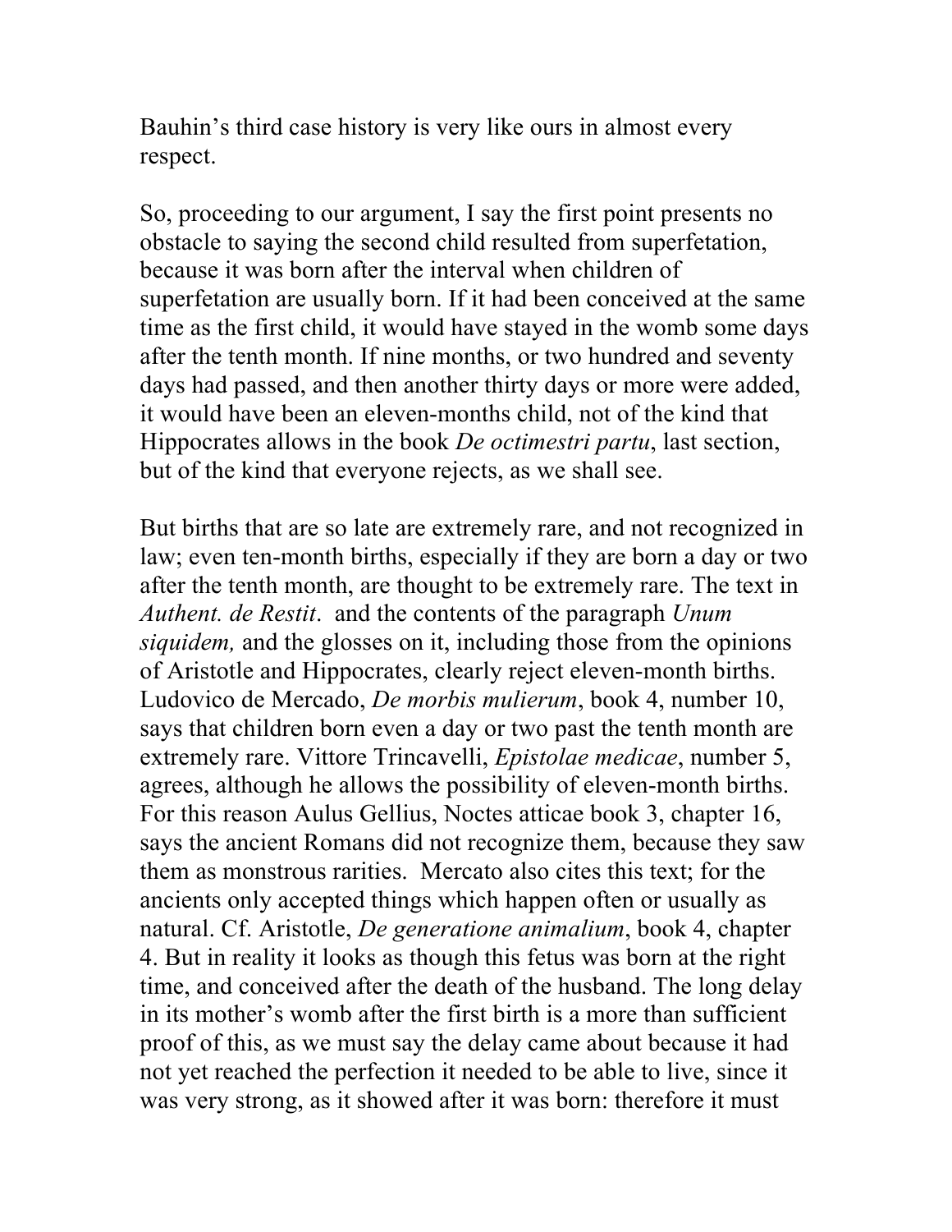Bauhin’s third case history is very like ours in almost every respect.

So, proceeding to our argument, I say the first point presents no obstacle to saying the second child resulted from superfetation, because it was born after the interval when children of superfetation are usually born. If it had been conceived at the same time as the first child, it would have stayed in the womb some days after the tenth month. If nine months, or two hundred and seventy days had passed, and then another thirty days or more were added, it would have been an eleven-months child, not of the kind that Hippocrates allows in the book *De octimestri partu*, last section, but of the kind that everyone rejects, as we shall see.

But births that are so late are extremely rare, and not recognized in law; even ten-month births, especially if they are born a day or two after the tenth month, are thought to be extremely rare. The text in *Authent. de Restit*. and the contents of the paragraph *Unum siquidem,* and the glosses on it, including those from the opinions of Aristotle and Hippocrates, clearly reject eleven-month births. Ludovico de Mercado, *De morbis mulierum*, book 4, number 10, says that children born even a day or two past the tenth month are extremely rare. Vittore Trincavelli, *Epistolae medicae*, number 5, agrees, although he allows the possibility of eleven-month births. For this reason Aulus Gellius, Noctes atticae book 3, chapter 16, says the ancient Romans did not recognize them, because they saw them as monstrous rarities. Mercato also cites this text; for the ancients only accepted things which happen often or usually as natural. Cf. Aristotle, *De generatione animalium*, book 4, chapter 4. But in reality it looks as though this fetus was born at the right time, and conceived after the death of the husband. The long delay in its mother’s womb after the first birth is a more than sufficient proof of this, as we must say the delay came about because it had not yet reached the perfection it needed to be able to live, since it was very strong, as it showed after it was born: therefore it must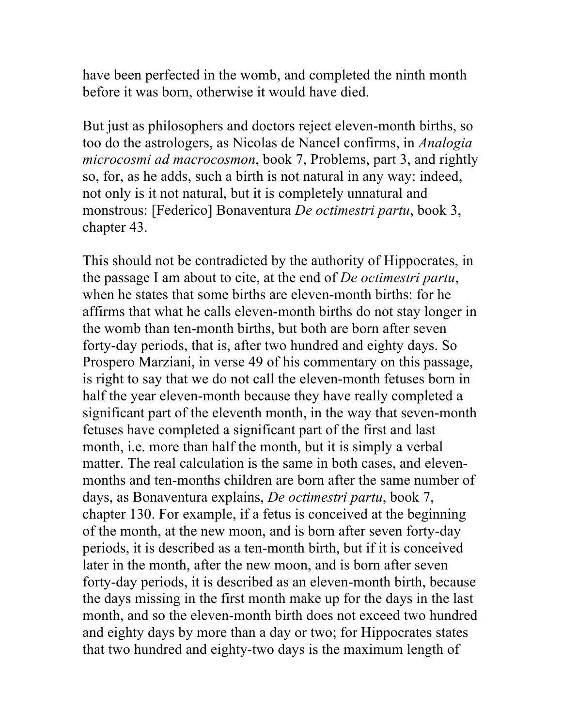have been perfected in the womb, and completed the ninth month before it was born, otherwise it would have died.

But just as philosophers and doctors reject eleven-month births, so too do the astrologers, as Nicolas de Nancel confirms, in *Analogia microcosmi ad macrocosmon*, book 7, Problems, part 3, and rightly so, for, as he adds, such a birth is not natural in any way: indeed, not only is it not natural, but it is completely unnatural and monstrous: [Federico] Bonaventura *De octimestri partu*, book 3, chapter 43.

This should not be contradicted by the authority of Hippocrates, in the passage I am about to cite, at the end of *De octimestri partu*, when he states that some births are eleven-month births: for he affirms that what he calls eleven-month births do not stay longer in the womb than ten-month births, but both are born after seven forty-day periods, that is, after two hundred and eighty days. So Prospero Marziani, in verse 49 of his commentary on this passage, is right to say that we do not call the eleven-month fetuses born in half the year eleven-month because they have really completed a significant part of the eleventh month, in the way that seven-month fetuses have completed a significant part of the first and last month, i.e. more than half the month, but it is simply a verbal matter. The real calculation is the same in both cases, and eleven-months and ten-months children are born after the same number of days, as Bonaventura explains, *De octimestri partu*, book 7, chapter 130. For example, if a fetus is conceived at the beginning of the month, at the new moon, and is born after seven forty-day periods, it is described as a ten-month birth, but if it is conceived later in the month, after the new moon, and is born after seven forty-day periods, it is described as an eleven-month birth, because the days missing in the first month make up for the days in the last month, and so the eleven-month birth does not exceed two hundred and eighty days by more than a day or two; for Hippocrates states that two hundred and eighty-two days is the maximum length of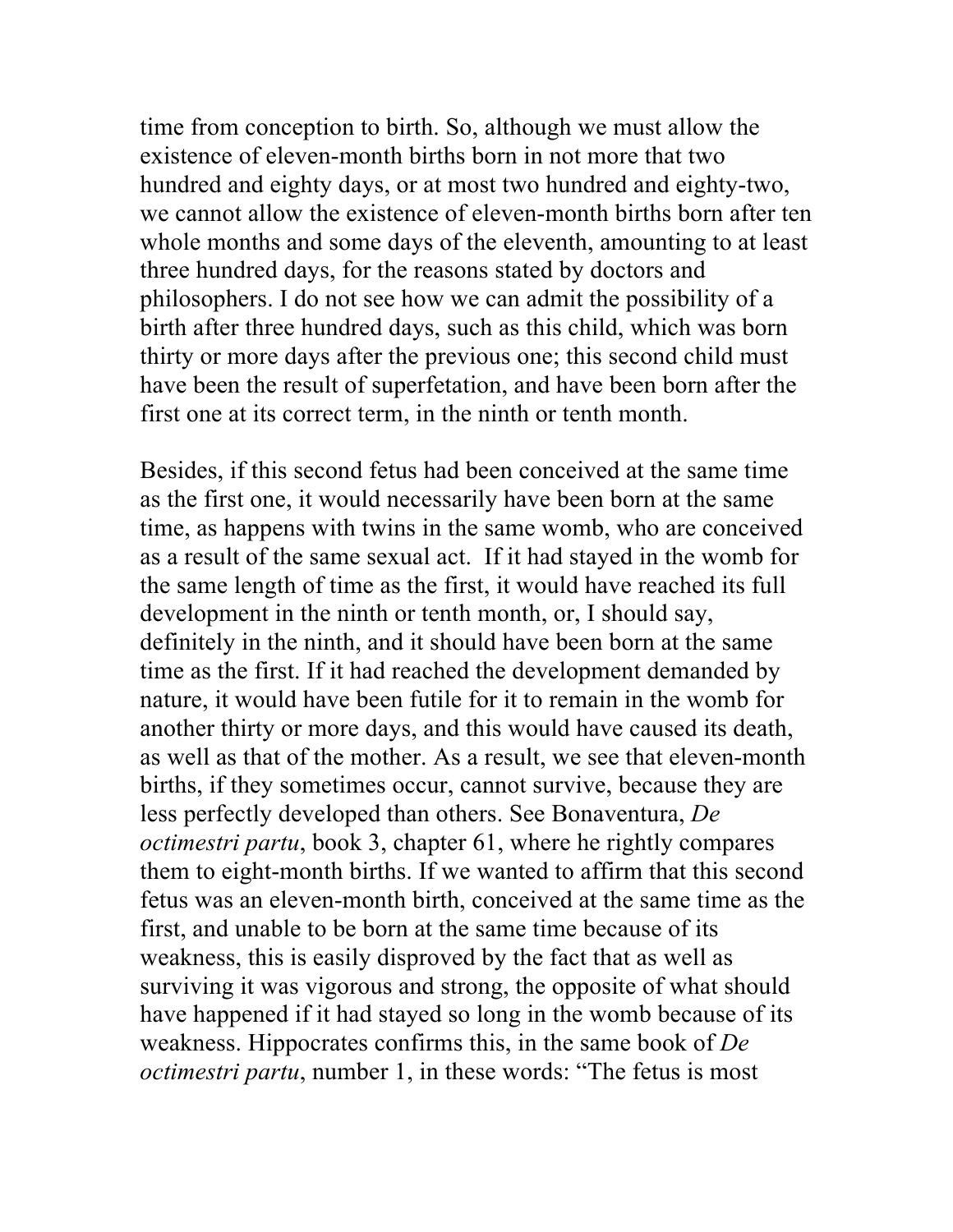time from conception to birth. So, although we must allow the existence of eleven-month births born in not more that two hundred and eighty days, or at most two hundred and eighty-two, we cannot allow the existence of eleven-month births born after ten whole months and some days of the eleventh, amounting to at least three hundred days, for the reasons stated by doctors and philosophers. I do not see how we can admit the possibility of a birth after three hundred days, such as this child, which was born thirty or more days after the previous one; this second child must have been the result of superfetation, and have been born after the first one at its correct term, in the ninth or tenth month.

Besides, if this second fetus had been conceived at the same time as the first one, it would necessarily have been born at the same time, as happens with twins in the same womb, who are conceived as a result of the same sexual act.  If it had stayed in the womb for the same length of time as the first, it would have reached its full development in the ninth or tenth month, or, I should say, definitely in the ninth, and it should have been born at the same time as the first. If it had reached the development demanded by nature, it would have been futile for it to remain in the womb for another thirty or more days, and this would have caused its death, as well as that of the mother. As a result, we see that eleven-month births, if they sometimes occur, cannot survive, because they are less perfectly developed than others. See Bonaventura, *De octimestri partu*, book 3, chapter 61, where he rightly compares them to eight-month births. If we wanted to affirm that this second fetus was an eleven-month birth, conceived at the same time as the first, and unable to be born at the same time because of its weakness, this is easily disproved by the fact that as well as surviving it was vigorous and strong, the opposite of what should have happened if it had stayed so long in the womb because of its weakness. Hippocrates confirms this, in the same book of *De octimestri partu*, number 1, in these words: "The fetus is most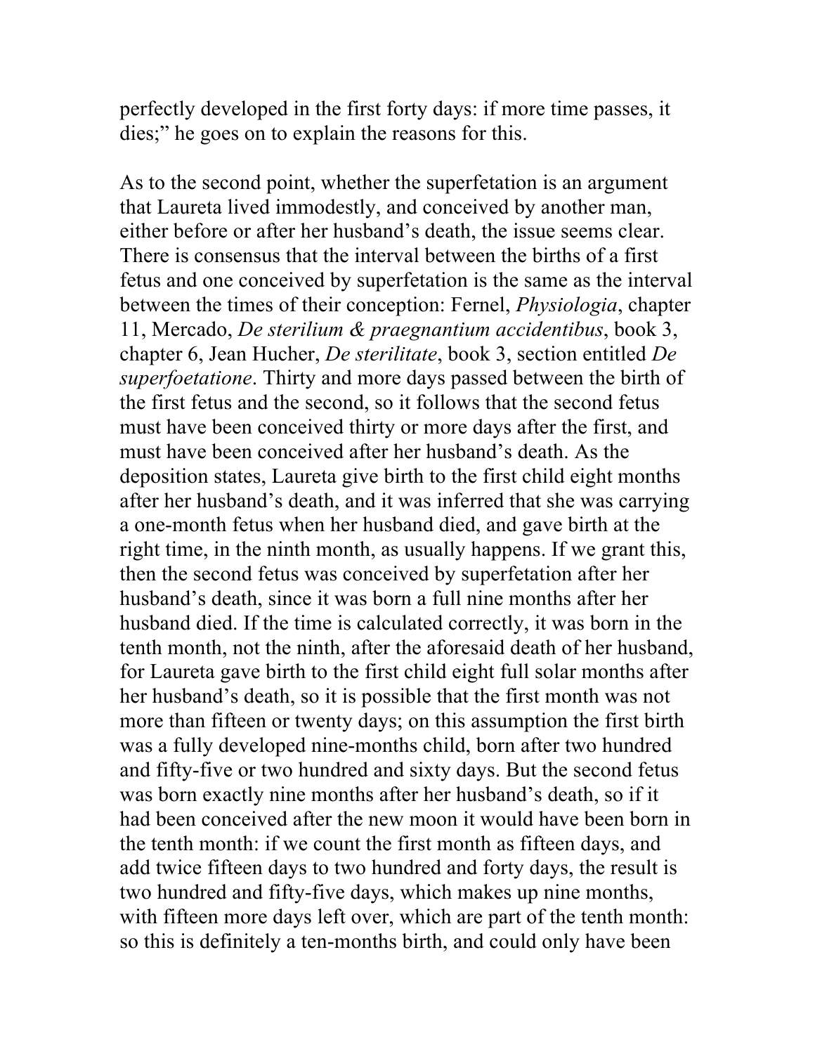perfectly developed in the first forty days: if more time passes, it dies;" he goes on to explain the reasons for this.

As to the second point, whether the superfetation is an argument that Laureta lived immodestly, and conceived by another man, either before or after her husband's death, the issue seems clear. There is consensus that the interval between the births of a first fetus and one conceived by superfetation is the same as the interval between the times of their conception: Fernel, *Physiologia*, chapter 11, Mercado, *De sterilium & praegnantium accidentibus*, book 3, chapter 6, Jean Hucher, *De sterilitate*, book 3, section entitled *De superfoetatione*. Thirty and more days passed between the birth of the first fetus and the second, so it follows that the second fetus must have been conceived thirty or more days after the first, and must have been conceived after her husband's death. As the deposition states, Laureta give birth to the first child eight months after her husband's death, and it was inferred that she was carrying a one-month fetus when her husband died, and gave birth at the right time, in the ninth month, as usually happens. If we grant this, then the second fetus was conceived by superfetation after her husband's death, since it was born a full nine months after her husband died. If the time is calculated correctly, it was born in the tenth month, not the ninth, after the aforesaid death of her husband, for Laureta gave birth to the first child eight full solar months after her husband's death, so it is possible that the first month was not more than fifteen or twenty days; on this assumption the first birth was a fully developed nine-months child, born after two hundred and fifty-five or two hundred and sixty days. But the second fetus was born exactly nine months after her husband's death, so if it had been conceived after the new moon it would have been born in the tenth month: if we count the first month as fifteen days, and add twice fifteen days to two hundred and forty days, the result is two hundred and fifty-five days, which makes up nine months, with fifteen more days left over, which are part of the tenth month: so this is definitely a ten-months birth, and could only have been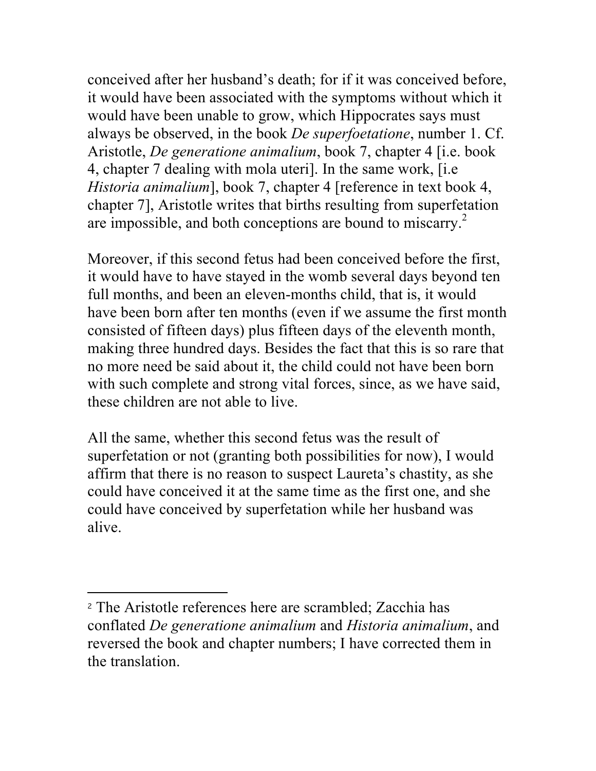conceived after her husband's death; for if it was conceived before, it would have been associated with the symptoms without which it would have been unable to grow, which Hippocrates says must always be observed, in the book *De superfoetatione*, number 1. Cf. Aristotle, *De generatione animalium*, book 7, chapter 4 [i.e. book 4, chapter 7 dealing with mola uteri]. In the same work, [i.e *Historia animalium*], book 7, chapter 4 [reference in text book 4, chapter 7], Aristotle writes that births resulting from superfetation are impossible, and both conceptions are bound to miscarry.[2]

Moreover, if this second fetus had been conceived before the first, it would have to have stayed in the womb several days beyond ten full months, and been an eleven-months child, that is, it would have been born after ten months (even if we assume the first month consisted of fifteen days) plus fifteen days of the eleventh month, making three hundred days. Besides the fact that this is so rare that no more need be said about it, the child could not have been born with such complete and strong vital forces, since, as we have said, these children are not able to live.

All the same, whether this second fetus was the result of superfetation or not (granting both possibilities for now), I would affirm that there is no reason to suspect Laureta's chastity, as she could have conceived it at the same time as the first one, and she could have conceived by superfetation while her husband was alive.

---

[2] The Aristotle references here are scrambled; Zacchia has conflated *De generatione animalium* and *Historia animalium*, and reversed the book and chapter numbers; I have corrected them in the translation.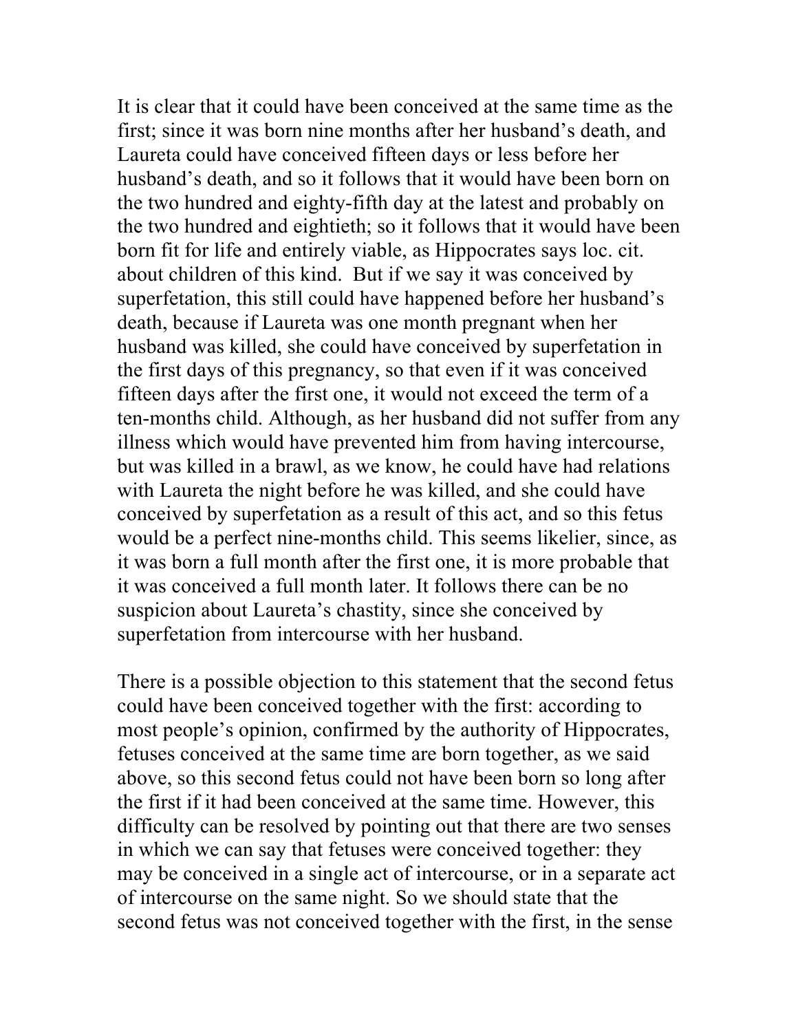It is clear that it could have been conceived at the same time as the first; since it was born nine months after her husband's death, and Laureta could have conceived fifteen days or less before her husband's death, and so it follows that it would have been born on the two hundred and eighty-fifth day at the latest and probably on the two hundred and eightieth; so it follows that it would have been born fit for life and entirely viable, as Hippocrates says loc. cit. about children of this kind. But if we say it was conceived by superfetation, this still could have happened before her husband's death, because if Laureta was one month pregnant when her husband was killed, she could have conceived by superfetation in the first days of this pregnancy, so that even if it was conceived fifteen days after the first one, it would not exceed the term of a ten-months child. Although, as her husband did not suffer from any illness which would have prevented him from having intercourse, but was killed in a brawl, as we know, he could have had relations with Laureta the night before he was killed, and she could have conceived by superfetation as a result of this act, and so this fetus would be a perfect nine-months child. This seems likelier, since, as it was born a full month after the first one, it is more probable that it was conceived a full month later. It follows there can be no suspicion about Laureta's chastity, since she conceived by superfetation from intercourse with her husband.

There is a possible objection to this statement that the second fetus could have been conceived together with the first: according to most people's opinion, confirmed by the authority of Hippocrates, fetuses conceived at the same time are born together, as we said above, so this second fetus could not have been born so long after the first if it had been conceived at the same time. However, this difficulty can be resolved by pointing out that there are two senses in which we can say that fetuses were conceived together: they may be conceived in a single act of intercourse, or in a separate act of intercourse on the same night. So we should state that the second fetus was not conceived together with the first, in the sense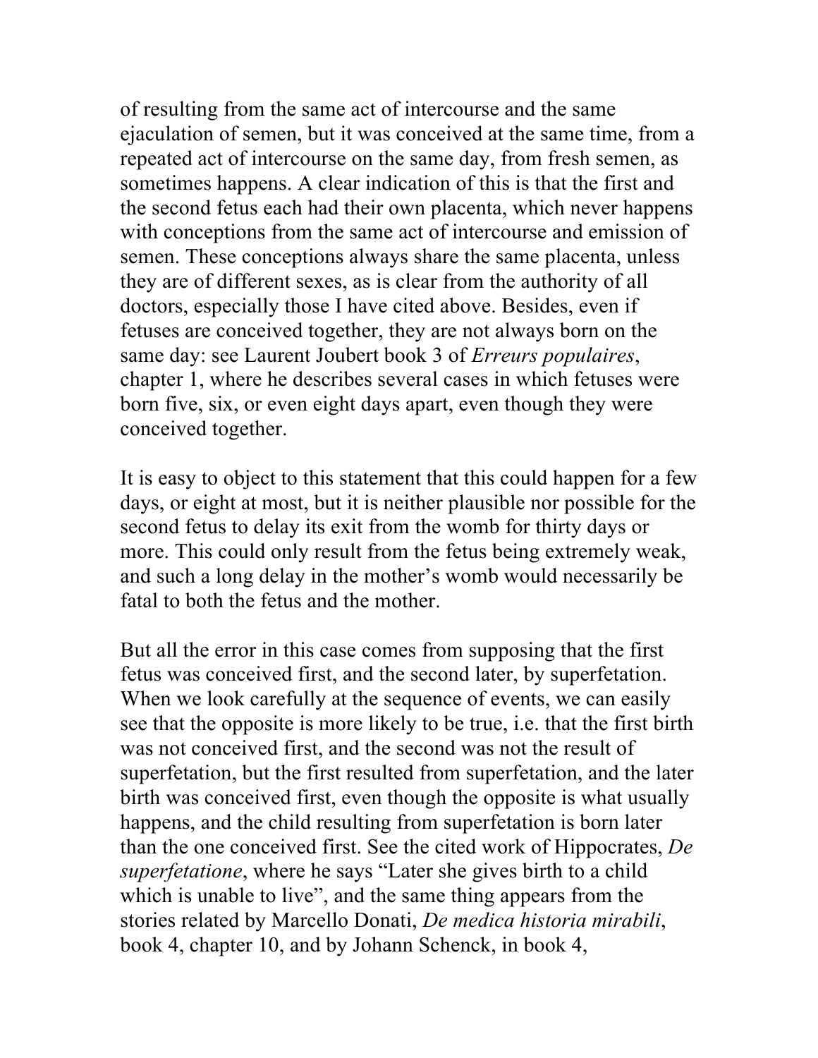of resulting from the same act of intercourse and the same ejaculation of semen, but it was conceived at the same time, from a repeated act of intercourse on the same day, from fresh semen, as sometimes happens. A clear indication of this is that the first and the second fetus each had their own placenta, which never happens with conceptions from the same act of intercourse and emission of semen. These conceptions always share the same placenta, unless they are of different sexes, as is clear from the authority of all doctors, especially those I have cited above. Besides, even if fetuses are conceived together, they are not always born on the same day: see Laurent Joubert book 3 of *Erreurs populaires*, chapter 1, where he describes several cases in which fetuses were born five, six, or even eight days apart, even though they were conceived together.

It is easy to object to this statement that this could happen for a few days, or eight at most, but it is neither plausible nor possible for the second fetus to delay its exit from the womb for thirty days or more. This could only result from the fetus being extremely weak, and such a long delay in the mother's womb would necessarily be fatal to both the fetus and the mother.

But all the error in this case comes from supposing that the first fetus was conceived first, and the second later, by superfetation. When we look carefully at the sequence of events, we can easily see that the opposite is more likely to be true, i.e. that the first birth was not conceived first, and the second was not the result of superfetation, but the first resulted from superfetation, and the later birth was conceived first, even though the opposite is what usually happens, and the child resulting from superfetation is born later than the one conceived first. See the cited work of Hippocrates, *De superfetatione*, where he says "Later she gives birth to a child which is unable to live", and the same thing appears from the stories related by Marcello Donati, *De medica historia mirabili*, book 4, chapter 10, and by Johann Schenck, in book 4,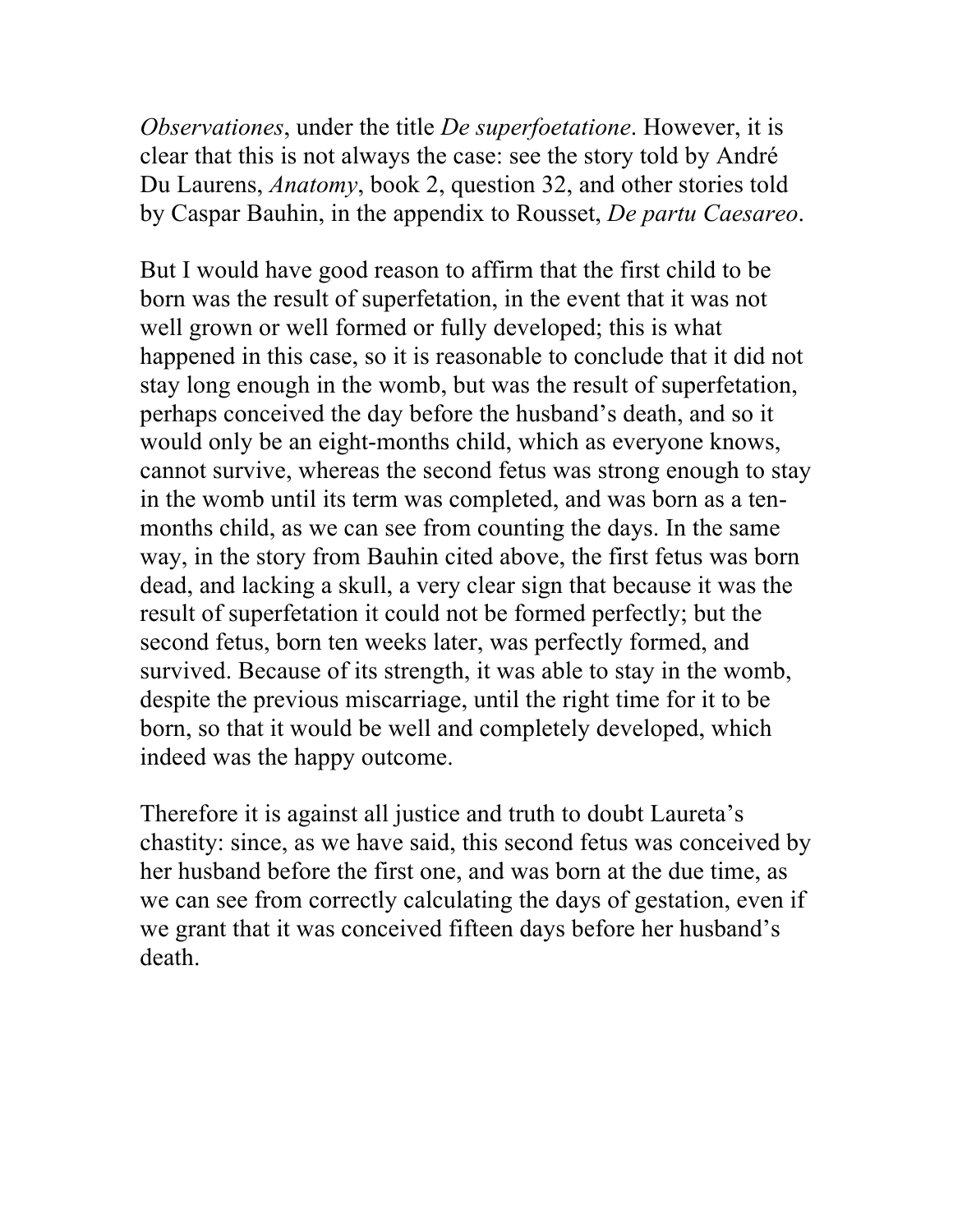*Observationes*, under the title *De superfoetatione*. However, it is clear that this is not always the case: see the story told by André Du Laurens, *Anatomy*, book 2, question 32, and other stories told by Caspar Bauhin, in the appendix to Rousset, *De partu Caesareo*.

But I would have good reason to affirm that the first child to be born was the result of superfetation, in the event that it was not well grown or well formed or fully developed; this is what happened in this case, so it is reasonable to conclude that it did not stay long enough in the womb, but was the result of superfetation, perhaps conceived the day before the husband's death, and so it would only be an eight-months child, which as everyone knows, cannot survive, whereas the second fetus was strong enough to stay in the womb until its term was completed, and was born as a ten-months child, as we can see from counting the days. In the same way, in the story from Bauhin cited above, the first fetus was born dead, and lacking a skull, a very clear sign that because it was the result of superfetation it could not be formed perfectly; but the second fetus, born ten weeks later, was perfectly formed, and survived. Because of its strength, it was able to stay in the womb, despite the previous miscarriage, until the right time for it to be born, so that it would be well and completely developed, which indeed was the happy outcome.

Therefore it is against all justice and truth to doubt Laureta's chastity: since, as we have said, this second fetus was conceived by her husband before the first one, and was born at the due time, as we can see from correctly calculating the days of gestation, even if we grant that it was conceived fifteen days before her husband's death.